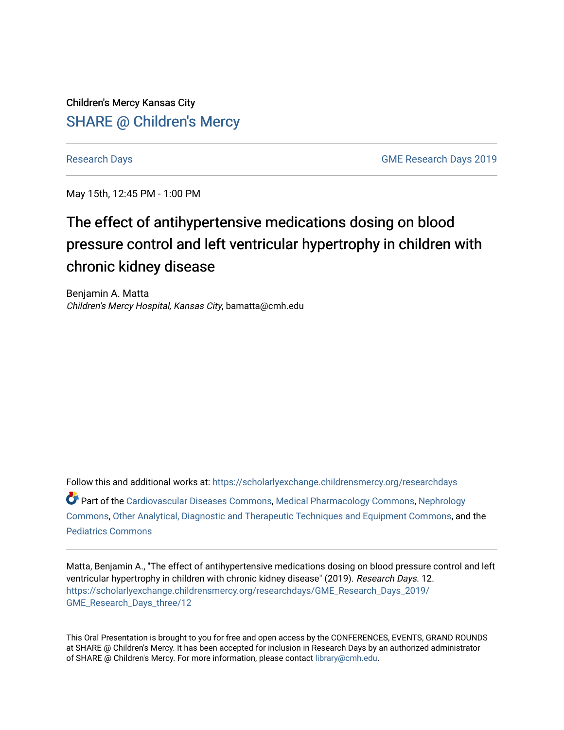Children's Mercy Kansas City

SHARE @ Children's Mercy

Research Days | GME Research Days 2019

May 15th, 12:45 PM - 1:00 PM

# The effect of antihypertensive medications dosing on blood pressure control and left ventricular hypertrophy in children with chronic kidney disease

Benjamin A. Matta
*Children's Mercy Hospital, Kansas City*, bamatta@cmh.edu

Follow this and additional works at: https://scholarlyexchange.childrensmercy.org/researchdays

Part of the Cardiovascular Diseases Commons, Medical Pharmacology Commons, Nephrology Commons, Other Analytical, Diagnostic and Therapeutic Techniques and Equipment Commons, and the Pediatrics Commons

Matta, Benjamin A., "The effect of antihypertensive medications dosing on blood pressure control and left ventricular hypertrophy in children with chronic kidney disease" (2019). *Research Days*. 12. https://scholarlyexchange.childrensmercy.org/researchdays/GME_Research_Days_2019/GME_Research_Days_three/12

This Oral Presentation is brought to you for free and open access by the CONFERENCES, EVENTS, GRAND ROUNDS at SHARE @ Children's Mercy. It has been accepted for inclusion in Research Days by an authorized administrator of SHARE @ Children's Mercy. For more information, please contact library@cmh.edu.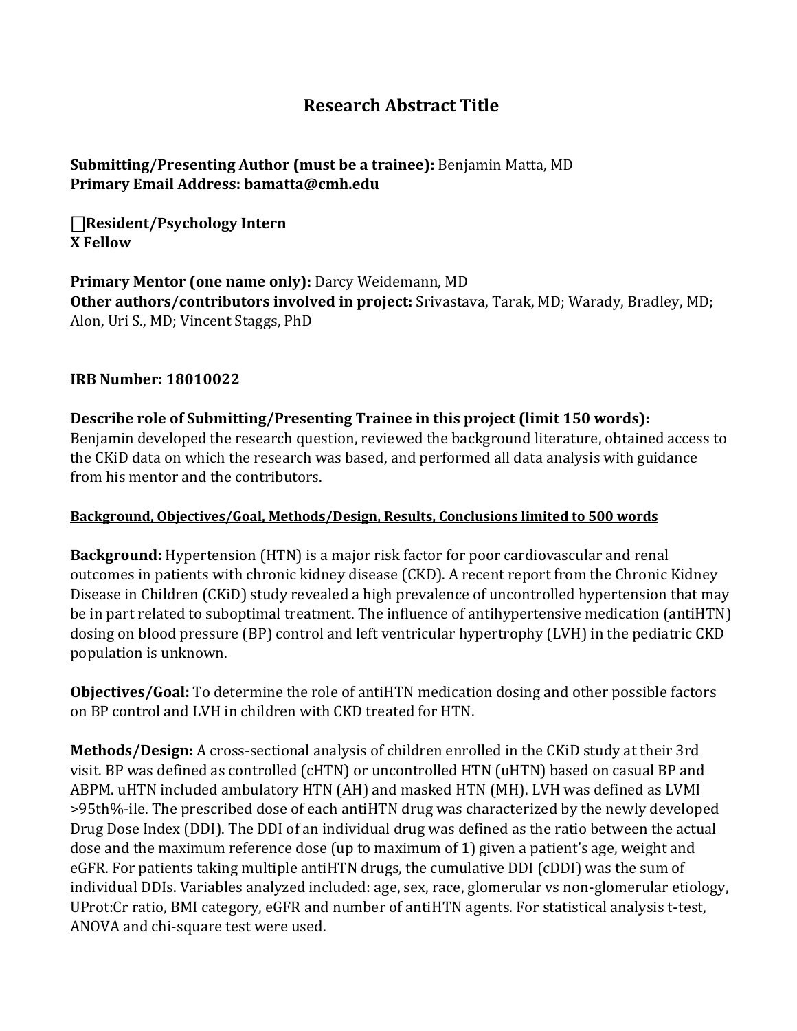# Research Abstract Title

**Submitting/Presenting Author (must be a trainee):** Benjamin Matta, MD
**Primary Email Address: bamatta@cmh.edu**

**☐Resident/Psychology Intern**
**X Fellow**

**Primary Mentor (one name only):** Darcy Weidemann, MD
**Other authors/contributors involved in project:** Srivastava, Tarak, MD; Warady, Bradley, MD; Alon, Uri S., MD; Vincent Staggs, PhD

**IRB Number: 18010022**

**Describe role of Submitting/Presenting Trainee in this project (limit 150 words):**
Benjamin developed the research question, reviewed the background literature, obtained access to the CKiD data on which the research was based, and performed all data analysis with guidance from his mentor and the contributors.

**Background, Objectives/Goal, Methods/Design, Results, Conclusions limited to 500 words**

**Background:** Hypertension (HTN) is a major risk factor for poor cardiovascular and renal outcomes in patients with chronic kidney disease (CKD). A recent report from the Chronic Kidney Disease in Children (CKiD) study revealed a high prevalence of uncontrolled hypertension that may be in part related to suboptimal treatment. The influence of antihypertensive medication (antiHTN) dosing on blood pressure (BP) control and left ventricular hypertrophy (LVH) in the pediatric CKD population is unknown.

**Objectives/Goal:** To determine the role of antiHTN medication dosing and other possible factors on BP control and LVH in children with CKD treated for HTN.

**Methods/Design:** A cross-sectional analysis of children enrolled in the CKiD study at their 3rd visit. BP was defined as controlled (cHTN) or uncontrolled HTN (uHTN) based on casual BP and ABPM. uHTN included ambulatory HTN (AH) and masked HTN (MH). LVH was defined as LVMI >95th%-ile. The prescribed dose of each antiHTN drug was characterized by the newly developed Drug Dose Index (DDI). The DDI of an individual drug was defined as the ratio between the actual dose and the maximum reference dose (up to maximum of 1) given a patient's age, weight and eGFR. For patients taking multiple antiHTN drugs, the cumulative DDI (cDDI) was the sum of individual DDIs. Variables analyzed included: age, sex, race, glomerular vs non-glomerular etiology, UProt:Cr ratio, BMI category, eGFR and number of antiHTN agents. For statistical analysis t-test, ANOVA and chi-square test were used.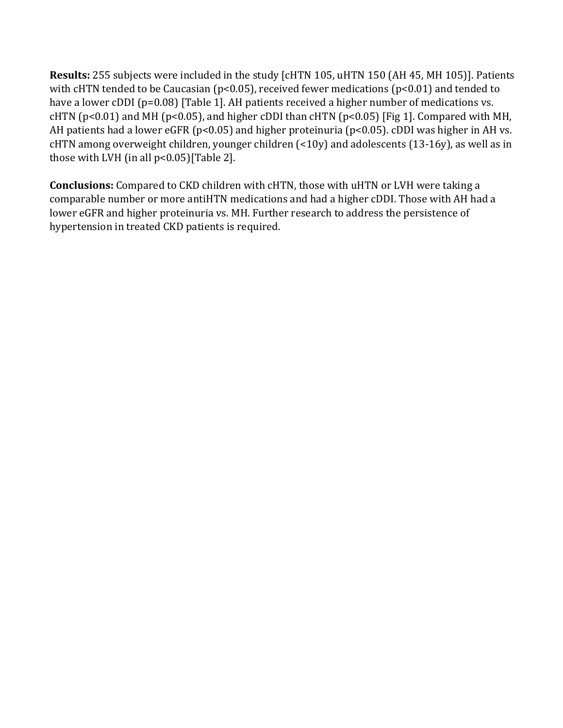**Results:** 255 subjects were included in the study [cHTN 105, uHTN 150 (AH 45, MH 105)]. Patients with cHTN tended to be Caucasian ($p<0.05$), received fewer medications ($p<0.01$) and tended to have a lower cDDI ($p=0.08$) [Table 1]. AH patients received a higher number of medications vs. cHTN ($p<0.01$) and MH ($p<0.05$), and higher cDDI than cHTN ($p<0.05$) [Fig 1]. Compared with MH, AH patients had a lower eGFR ($p<0.05$) and higher proteinuria ($p<0.05$). cDDI was higher in AH vs. cHTN among overweight children, younger children (<10y) and adolescents (13-16y), as well as in those with LVH (in all $p<0.05$)[Table 2].

**Conclusions:** Compared to CKD children with cHTN, those with uHTN or LVH were taking a comparable number or more antiHTN medications and had a higher cDDI. Those with AH had a lower eGFR and higher proteinuria vs. MH. Further research to address the persistence of hypertension in treated CKD patients is required.